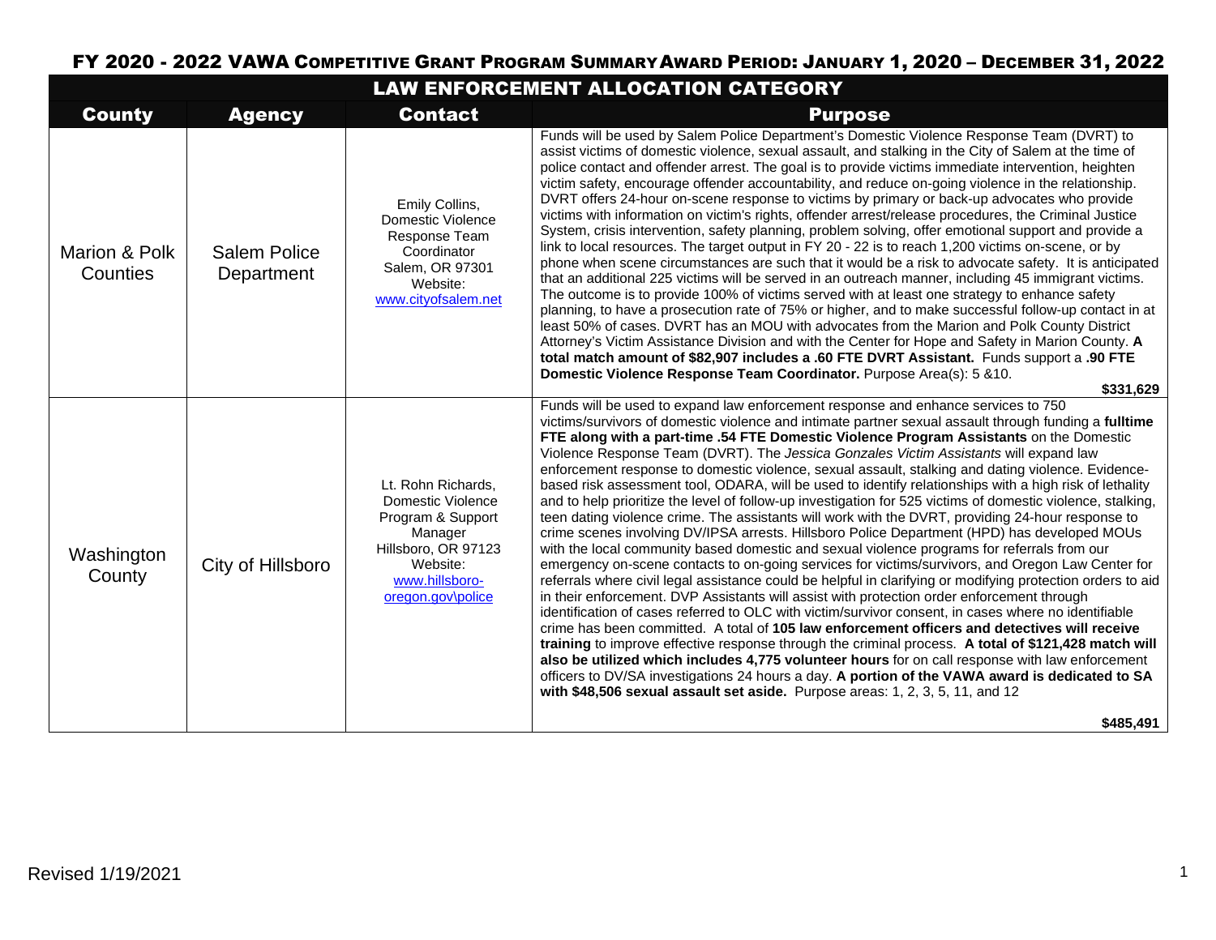# FY 2020 - 2022 VAWA COMPETITIVE GRANT PROGRAM SUMMARY AWARD PERIOD: JANUARY 1, 2020 – DECEMBER 31, 2022

| LAW ENFORCEMENT ALLOCATION CATEGORY | | | |
|---|---|---|---|
| **County** | **Agency** | **Contact** | **Purpose** |
| Marion & Polk Counties | Salem Police Department | Emily Collins, Domestic Violence Response Team Coordinator Salem, OR 97301 Website: www.cityofsalem.net | Funds will be used by Salem Police Department's Domestic Violence Response Team (DVRT) to assist victims of domestic violence, sexual assault, and stalking in the City of Salem at the time of police contact and offender arrest. The goal is to provide victims immediate intervention, heighten victim safety, encourage offender accountability, and reduce on-going violence in the relationship. DVRT offers 24-hour on-scene response to victims by primary or back-up advocates who provide victims with information on victim's rights, offender arrest/release procedures, the Criminal Justice System, crisis intervention, safety planning, problem solving, offer emotional support and provide a link to local resources. The target output in FY 20 - 22 is to reach 1,200 victims on-scene, or by phone when scene circumstances are such that it would be a risk to advocate safety. It is anticipated that an additional 225 victims will be served in an outreach manner, including 45 immigrant victims. The outcome is to provide 100% of victims served with at least one strategy to enhance safety planning, to have a prosecution rate of 75% or higher, and to make successful follow-up contact in at least 50% of cases. DVRT has an MOU with advocates from the Marion and Polk County District Attorney's Victim Assistance Division and with the Center for Hope and Safety in Marion County. **A total match amount of $82,907 includes a .60 FTE DVRT Assistant.** Funds support a **.90 FTE Domestic Violence Response Team Coordinator.** Purpose Area(s): 5 &10. **$331,629** |
| Washington County | City of Hillsboro | Lt. Rohn Richards, Domestic Violence Program & Support Manager Hillsboro, OR 97123 Website: www.hillsboro-oregon.gov\police | Funds will be used to expand law enforcement response and enhance services to 750 victims/survivors of domestic violence and intimate partner sexual assault through funding a **fulltime FTE along with a part-time .54 FTE Domestic Violence Program Assistants** on the Domestic Violence Response Team (DVRT). The *Jessica Gonzales Victim Assistants* will expand law enforcement response to domestic violence, sexual assault, stalking and dating violence. Evidence-based risk assessment tool, ODARA, will be used to identify relationships with a high risk of lethality and to help prioritize the level of follow-up investigation for 525 victims of domestic violence, stalking, teen dating violence crime. The assistants will work with the DVRT, providing 24-hour response to crime scenes involving DV/IPSA arrests. Hillsboro Police Department (HPD) has developed MOUs with the local community based domestic and sexual violence programs for referrals from our emergency on-scene contacts to on-going services for victims/survivors, and Oregon Law Center for referrals where civil legal assistance could be helpful in clarifying or modifying protection orders to aid in their enforcement. DVP Assistants will assist with protection order enforcement through identification of cases referred to OLC with victim/survivor consent, in cases where no identifiable crime has been committed. A total of **105 law enforcement officers and detectives will receive training** to improve effective response through the criminal process. **A total of $121,428 match will also be utilized which includes 4,775 volunteer hours** for on call response with law enforcement officers to DV/SA investigations 24 hours a day. **A portion of the VAWA award is dedicated to SA with $48,506 sexual assault set aside.** Purpose areas: 1, 2, 3, 5, 11, and 12 **$485,491** |

Revised 1/19/2021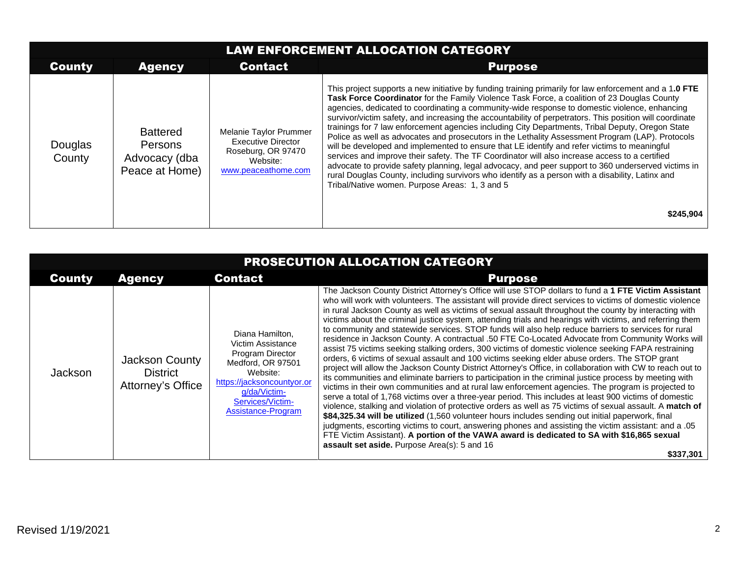| LAW ENFORCEMENT ALLOCATION CATEGORY | | | |
|---|---|---|---|
| **County** | **Agency** | **Contact** | **Purpose** |
| Douglas County | Battered Persons Advocacy (dba Peace at Home) | Melanie Taylor Prummer Executive Director Roseburg, OR 97470 Website: www.peaceathome.com | This project supports a new initiative by funding training primarily for law enforcement and a 1**.0 FTE Task Force Coordinator** for the Family Violence Task Force, a coalition of 23 Douglas County agencies, dedicated to coordinating a community-wide response to domestic violence, enhancing survivor/victim safety, and increasing the accountability of perpetrators. This position will coordinate trainings for 7 law enforcement agencies including City Departments, Tribal Deputy, Oregon State Police as well as advocates and prosecutors in the Lethality Assessment Program (LAP). Protocols will be developed and implemented to ensure that LE identify and refer victims to meaningful services and improve their safety. The TF Coordinator will also increase access to a certified advocate to provide safety planning, legal advocacy, and peer support to 360 underserved victims in rural Douglas County, including survivors who identify as a person with a disability, Latinx and Tribal/Native women. Purpose Areas: 1, 3 and 5 **$245,904** |

| PROSECUTION ALLOCATION CATEGORY | | | |
|---|---|---|---|
| **County** | **Agency** | **Contact** | **Purpose** |
| Jackson | Jackson County District Attorney's Office | Diana Hamilton, Victim Assistance Program Director Medford, OR 97501 Website: https://jacksoncountyor.org/da/Victim-Services/Victim-Assistance-Program | The Jackson County District Attorney's Office will use STOP dollars to fund a **1 FTE Victim Assistant** who will work with volunteers. The assistant will provide direct services to victims of domestic violence in rural Jackson County as well as victims of sexual assault throughout the county by interacting with victims about the criminal justice system, attending trials and hearings with victims, and referring them to community and statewide services. STOP funds will also help reduce barriers to services for rural residence in Jackson County. A contractual .50 FTE Co-Located Advocate from Community Works will assist 75 victims seeking stalking orders, 300 victims of domestic violence seeking FAPA restraining orders, 6 victims of sexual assault and 100 victims seeking elder abuse orders. The STOP grant project will allow the Jackson County District Attorney's Office, in collaboration with CW to reach out to its communities and eliminate barriers to participation in the criminal justice process by meeting with victims in their own communities and at rural law enforcement agencies. The program is projected to serve a total of 1,768 victims over a three-year period. This includes at least 900 victims of domestic violence, stalking and violation of protective orders as well as 75 victims of sexual assault. A **match of $84,325.34 will be utilized** (1,560 volunteer hours includes sending out initial paperwork, final judgments, escorting victims to court, answering phones and assisting the victim assistant: and a .05 FTE Victim Assistant). **A portion of the VAWA award is dedicated to SA with $16,865 sexual assault set aside.** Purpose Area(s): 5 and 16 **$337,301** |

Revised 1/19/2021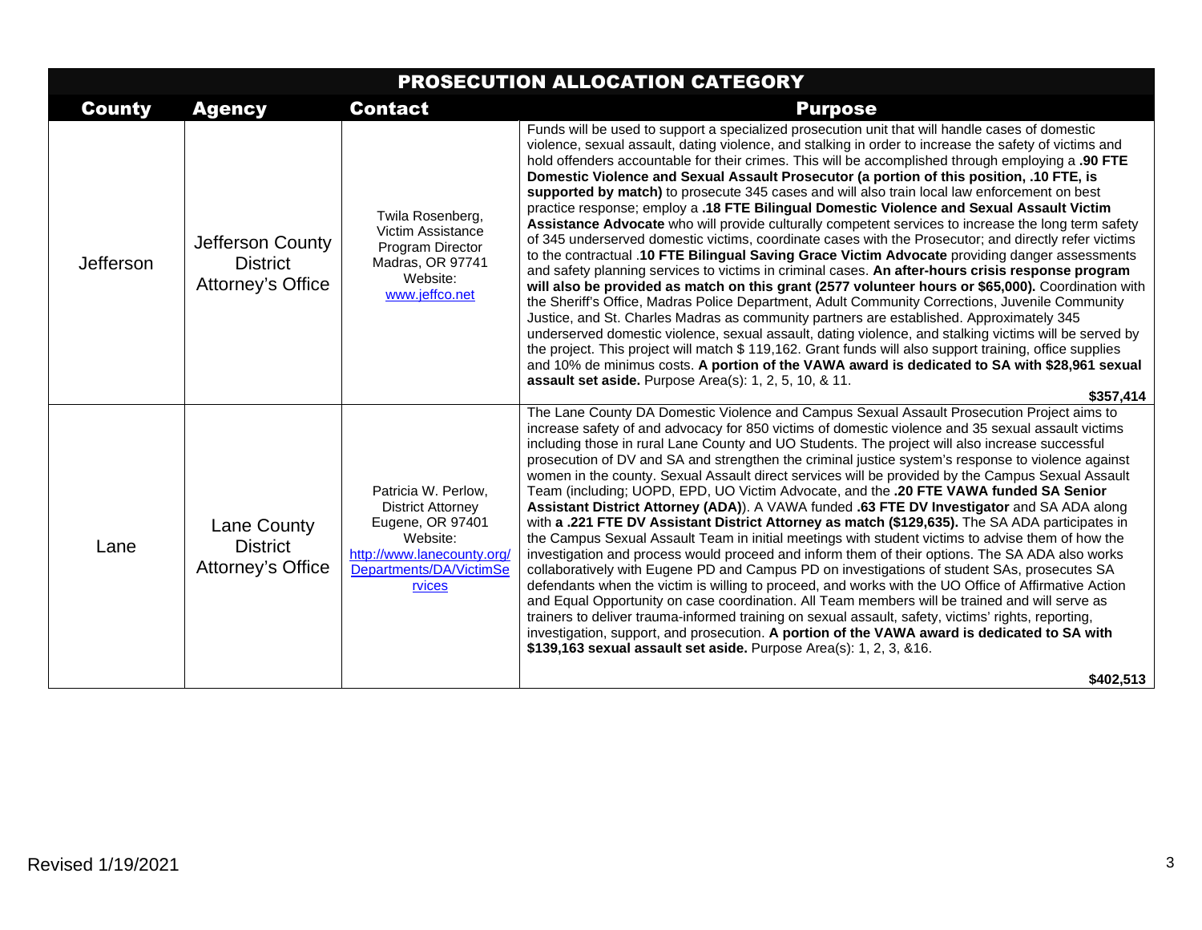| PROSECUTION ALLOCATION CATEGORY | | | |
|---|---|---|---|
| **County** | **Agency** | **Contact** | **Purpose** |
| Jefferson | Jefferson County District Attorney's Office | Twila Rosenberg, Victim Assistance Program Director Madras, OR 97741 Website: www.jeffco.net | Funds will be used to support a specialized prosecution unit that will handle cases of domestic violence, sexual assault, dating violence, and stalking in order to increase the safety of victims and hold offenders accountable for their crimes. This will be accomplished through employing a **.90 FTE Domestic Violence and Sexual Assault Prosecutor (a portion of this position, .10 FTE, is supported by match)** to prosecute 345 cases and will also train local law enforcement on best practice response; employ a **.18 FTE Bilingual Domestic Violence and Sexual Assault Victim Assistance Advocate** who will provide culturally competent services to increase the long term safety of 345 underserved domestic victims, coordinate cases with the Prosecutor; and directly refer victims to the contractual **.10 FTE Bilingual Saving Grace Victim Advocate** providing danger assessments and safety planning services to victims in criminal cases. **An after-hours crisis response program will also be provided as match on this grant (2577 volunteer hours or $65,000).** Coordination with the Sheriff's Office, Madras Police Department, Adult Community Corrections, Juvenile Community Justice, and St. Charles Madras as community partners are established. Approximately 345 underserved domestic violence, sexual assault, dating violence, and stalking victims will be served by the project. This project will match $ 119,162. Grant funds will also support training, office supplies and 10% de minimus costs. **A portion of the VAWA award is dedicated to SA with $28,961 sexual assault set aside.** Purpose Area(s): 1, 2, 5, 10, & 11. **$357,414** |
| Lane | Lane County District Attorney's Office | Patricia W. Perlow, District Attorney Eugene, OR 97401 Website: http://www.lanecounty.org/Departments/DA/VictimServices | The Lane County DA Domestic Violence and Campus Sexual Assault Prosecution Project aims to increase safety of and advocacy for 850 victims of domestic violence and 35 sexual assault victims including those in rural Lane County and UO Students. The project will also increase successful prosecution of DV and SA and strengthen the criminal justice system's response to violence against women in the county. Sexual Assault direct services will be provided by the Campus Sexual Assault Team (including; UOPD, EPD, UO Victim Advocate, and the **.20 FTE VAWA funded SA Senior Assistant District Attorney (ADA)**). A VAWA funded **.63 FTE DV Investigator** and SA ADA along with **a .221 FTE DV Assistant District Attorney as match ($129,635).** The SA ADA participates in the Campus Sexual Assault Team in initial meetings with student victims to advise them of how the investigation and process would proceed and inform them of their options. The SA ADA also works collaboratively with Eugene PD and Campus PD on investigations of student SAs, prosecutes SA defendants when the victim is willing to proceed, and works with the UO Office of Affirmative Action and Equal Opportunity on case coordination. All Team members will be trained and will serve as trainers to deliver trauma-informed training on sexual assault, safety, victims' rights, reporting, investigation, support, and prosecution. **A portion of the VAWA award is dedicated to SA with $139,163 sexual assault set aside.** Purpose Area(s): 1, 2, 3, &16. **$402,513** |

Revised 1/19/2021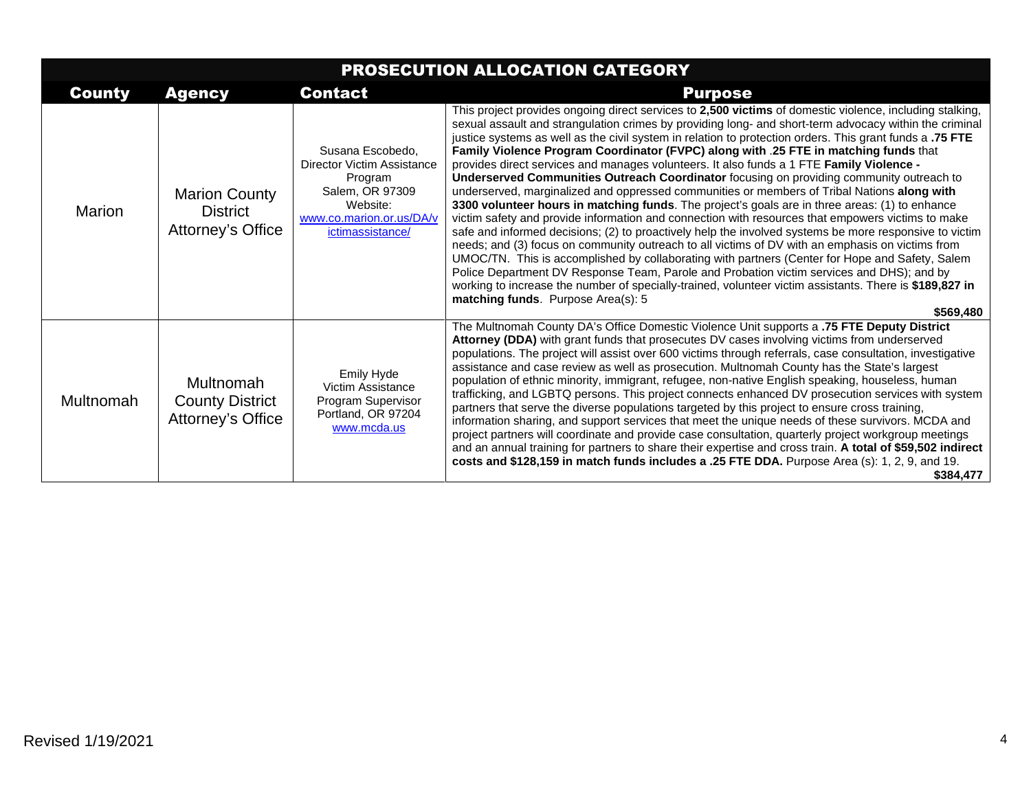| PROSECUTION ALLOCATION CATEGORY | | | |
|---|---|---|---|
| **County** | **Agency** | **Contact** | **Purpose** |
| Marion | Marion County District Attorney's Office | Susana Escobedo, Director Victim Assistance Program<br>Salem, OR 97309<br>Website: www.co.marion.or.us/DA/victimassistance/ | This project provides ongoing direct services to **2,500 victims** of domestic violence, including stalking, sexual assault and strangulation crimes by providing long- and short-term advocacy within the criminal justice systems as well as the civil system in relation to protection orders. This grant funds a **.75 FTE Family Violence Program Coordinator (FVPC) along with .25 FTE in matching funds** that provides direct services and manages volunteers. It also funds a 1 FTE **Family Violence - Underserved Communities Outreach Coordinator** focusing on providing community outreach to underserved, marginalized and oppressed communities or members of Tribal Nations **along with 3300 volunteer hours in matching funds**. The project's goals are in three areas: (1) to enhance victim safety and provide information and connection with resources that empowers victims to make safe and informed decisions; (2) to proactively help the involved systems be more responsive to victim needs; and (3) focus on community outreach to all victims of DV with an emphasis on victims from UMOC/TN. This is accomplished by collaborating with partners (Center for Hope and Safety, Salem Police Department DV Response Team, Parole and Probation victim services and DHS); and by working to increase the number of specially-trained, volunteer victim assistants. There is **$189,827 in matching funds**. Purpose Area(s): 5<br>**$569,480** |
| Multnomah | Multnomah County District Attorney's Office | Emily Hyde<br>Victim Assistance Program Supervisor<br>Portland, OR 97204<br>www.mcda.us | The Multnomah County DA's Office Domestic Violence Unit supports a **.75 FTE Deputy District Attorney (DDA)** with grant funds that prosecutes DV cases involving victims from underserved populations. The project will assist over 600 victims through referrals, case consultation, investigative assistance and case review as well as prosecution. Multnomah County has the State's largest population of ethnic minority, immigrant, refugee, non-native English speaking, houseless, human trafficking, and LGBTQ persons. This project connects enhanced DV prosecution services with system partners that serve the diverse populations targeted by this project to ensure cross training, information sharing, and support services that meet the unique needs of these survivors. MCDA and project partners will coordinate and provide case consultation, quarterly project workgroup meetings and an annual training for partners to share their expertise and cross train. **A total of $59,502 indirect costs and $128,159 in match funds includes a .25 FTE DDA.** Purpose Area (s): 1, 2, 9, and 19.<br>**$384,477** |

Revised 1/19/2021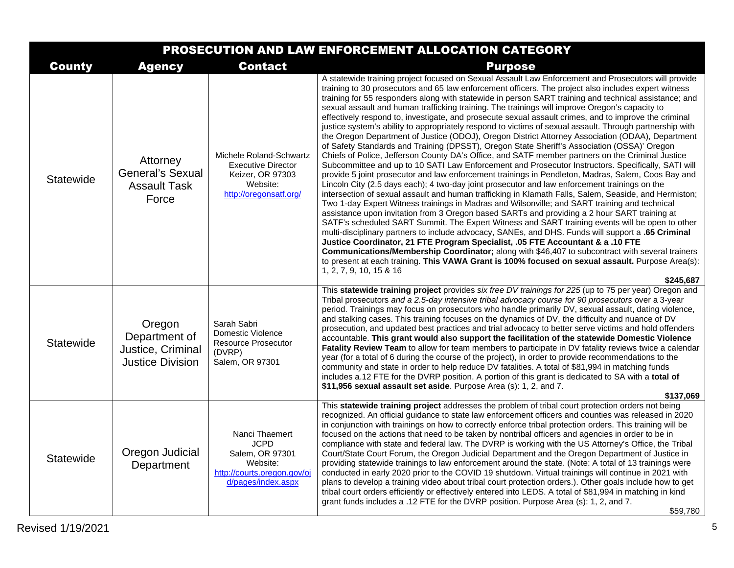| PROSECUTION AND LAW ENFORCEMENT ALLOCATION CATEGORY | | | |
|---|---|---|---|
| **County** | **Agency** | **Contact** | **Purpose** |
| Statewide | Attorney General's Sexual Assault Task Force | Michele Roland-Schwartz<br>Executive Director<br>Keizer, OR 97303<br>Website:<br>http://oregonsatf.org/ | A statewide training project focused on Sexual Assault Law Enforcement and Prosecutors will provide training to 30 prosecutors and 65 law enforcement officers. The project also includes expert witness training for 55 responders along with statewide in person SART training and technical assistance; and sexual assault and human trafficking training. The trainings will improve Oregon's capacity to effectively respond to, investigate, and prosecute sexual assault crimes, and to improve the criminal justice system's ability to appropriately respond to victims of sexual assault. Through partnership with the Oregon Department of Justice (ODOJ), Oregon District Attorney Association (ODAA), Department of Safety Standards and Training (DPSST), Oregon State Sheriff's Association (OSSA)' Oregon Chiefs of Police, Jefferson County DA's Office, and SATF member partners on the Criminal Justice Subcommittee and up to 10 SATI Law Enforcement and Prosecutor Instructors. Specifically, SATI will provide 5 joint prosecutor and law enforcement trainings in Pendleton, Madras, Salem, Coos Bay and Lincoln City (2.5 days each); 4 two-day joint prosecutor and law enforcement trainings on the intersection of sexual assault and human trafficking in Klamath Falls, Salem, Seaside, and Hermiston; Two 1-day Expert Witness trainings in Madras and Wilsonville; and SART training and technical assistance upon invitation from 3 Oregon based SARTs and providing a 2 hour SART training at SATF's scheduled SART Summit. The Expert Witness and SART training events will be open to other multi-disciplinary partners to include advocacy, SANEs, and DHS. Funds will support a **.65 Criminal Justice Coordinator, 21 FTE Program Specialist, .05 FTE Accountant & a .10 FTE Communications/Membership Coordinator;** along with $46,407 to subcontract with several trainers to present at each training. **This VAWA Grant is 100% focused on sexual assault.** Purpose Area(s): 1, 2, 7, 9, 10, 15 & 16<br>**$245,687** |
| Statewide | Oregon Department of Justice, Criminal Justice Division | Sarah Sabri<br>Domestic Violence Resource Prosecutor (DVRP)<br>Salem, OR 97301 | This **statewide training project** provides *six free DV trainings for 225* (up to 75 per year) Oregon and Tribal prosecutors *and a 2.5-day intensive tribal advocacy course for 90 prosecutors* over a 3-year period. Trainings may focus on prosecutors who handle primarily DV, sexual assault, dating violence, and stalking cases. This training focuses on the dynamics of DV, the difficulty and nuance of DV prosecution, and updated best practices and trial advocacy to better serve victims and hold offenders accountable. **This grant would also support the facilitation of the statewide Domestic Violence Fatality Review Team** to allow for team members to participate in DV fatality reviews twice a calendar year (for a total of 6 during the course of the project), in order to provide recommendations to the community and state in order to help reduce DV fatalities. A total of $81,994 in matching funds includes a.12 FTE for the DVRP position. A portion of this grant is dedicated to SA with a **total of $11,956 sexual assault set aside**. Purpose Area (s): 1, 2, and 7.<br>**$137,069** |
| Statewide | Oregon Judicial Department | Nanci Thaemert<br>JCPD<br>Salem, OR 97301<br>Website:<br>http://courts.oregon.gov/ojd/pages/index.aspx | This **statewide training project** addresses the problem of tribal court protection orders not being recognized. An official guidance to state law enforcement officers and counties was released in 2020 in conjunction with trainings on how to correctly enforce tribal protection orders. This training will be focused on the actions that need to be taken by nontribal officers and agencies in order to be in compliance with state and federal law. The DVRP is working with the US Attorney's Office, the Tribal Court/State Court Forum, the Oregon Judicial Department and the Oregon Department of Justice in providing statewide trainings to law enforcement around the state. (Note: A total of 13 trainings were conducted in early 2020 prior to the COVID 19 shutdown. Virtual trainings will continue in 2021 with plans to develop a training video about tribal court protection orders.). Other goals include how to get tribal court orders efficiently or effectively entered into LEDS. A total of $81,994 in matching in kind grant funds includes a .12 FTE for the DVRP position. Purpose Area (s): 1, 2, and 7.<br>$59,780 |

Revised 1/19/2021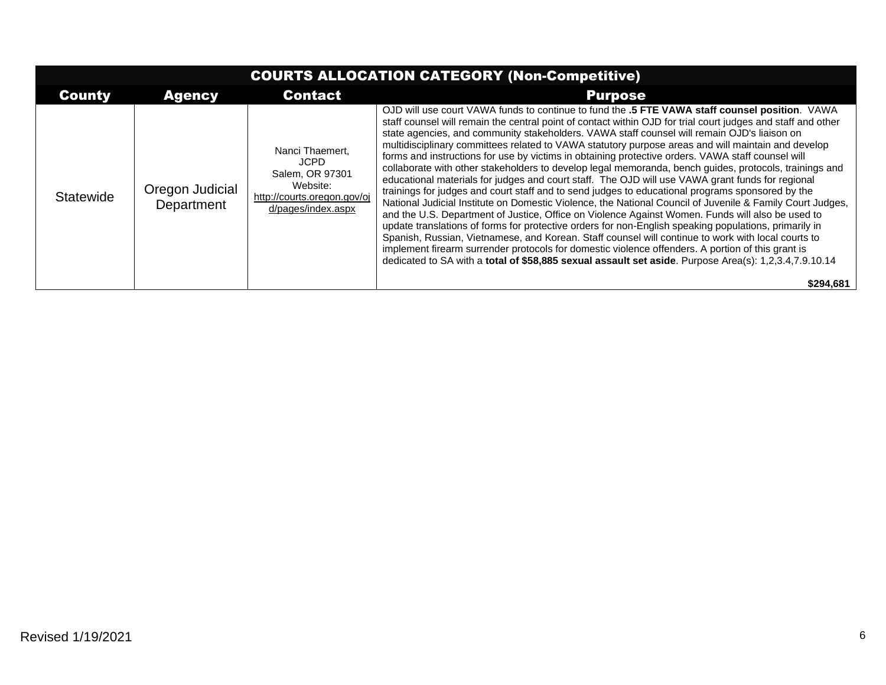| COURTS ALLOCATION CATEGORY (Non-Competitive) | | | |
|---|---|---|---|
| **County** | **Agency** | **Contact** | **Purpose** |
| Statewide | Oregon Judicial Department | Nanci Thaemert, JCPD Salem, OR 97301 Website: http://courts.oregon.gov/ojd/pages/index.aspx | OJD will use court VAWA funds to continue to fund the **.5 FTE VAWA staff counsel position**. VAWA staff counsel will remain the central point of contact within OJD for trial court judges and staff and other state agencies, and community stakeholders. VAWA staff counsel will remain OJD's liaison on multidisciplinary committees related to VAWA statutory purpose areas and will maintain and develop forms and instructions for use by victims in obtaining protective orders. VAWA staff counsel will collaborate with other stakeholders to develop legal memoranda, bench guides, protocols, trainings and educational materials for judges and court staff. The OJD will use VAWA grant funds for regional trainings for judges and court staff and to send judges to educational programs sponsored by the National Judicial Institute on Domestic Violence, the National Council of Juvenile & Family Court Judges, and the U.S. Department of Justice, Office on Violence Against Women. Funds will also be used to update translations of forms for protective orders for non-English speaking populations, primarily in Spanish, Russian, Vietnamese, and Korean. Staff counsel will continue to work with local courts to implement firearm surrender protocols for domestic violence offenders. A portion of this grant is dedicated to SA with a **total of $58,885 sexual assault set aside**. Purpose Area(s): 1,2,3.4,7.9.10.14 **$294,681** |

Revised 1/19/2021